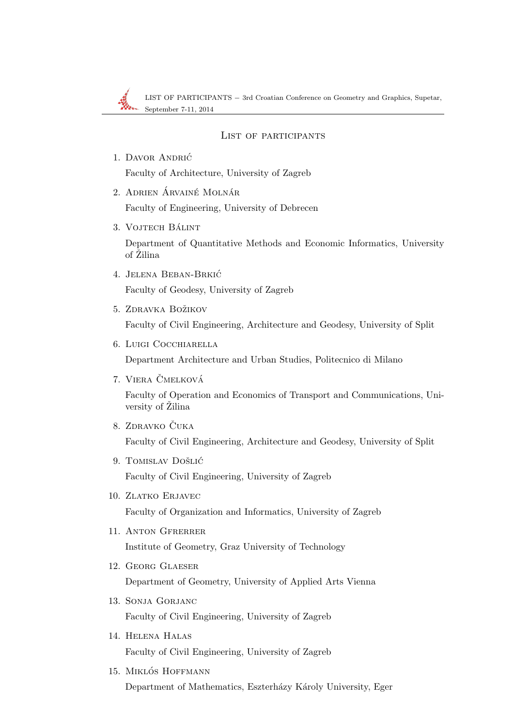## List of participants

1. Davor Andrić

   Faculty of Architecture, University of Zagreb

2. Adrien Árvainé Molnár

   Faculty of Engineering, University of Debrecen

3. Vojtech Bálint

   Department of Quantitative Methods and Economic Informatics, University of Žilina

4. Jelena Beban-Brkić

   Faculty of Geodesy, University of Zagreb

5. Zdravka Božikov

   Faculty of Civil Engineering, Architecture and Geodesy, University of Split

6. Luigi Cocchiarella

   Department Architecture and Urban Studies, Politecnico di Milano

7. Viera Čmelková

   Faculty of Operation and Economics of Transport and Communications, University of Žilina

8. Zdravko Čuka

   Faculty of Civil Engineering, Architecture and Geodesy, University of Split

9. Tomislav Došlić

   Faculty of Civil Engineering, University of Zagreb

10. Zlatko Erjavec

    Faculty of Organization and Informatics, University of Zagreb

11. Anton Gfrerrer

    Institute of Geometry, Graz University of Technology

12. Georg Glaeser

    Department of Geometry, University of Applied Arts Vienna

13. Sonja Gorjanc

    Faculty of Civil Engineering, University of Zagreb

14. Helena Halas

    Faculty of Civil Engineering, University of Zagreb

15. Miklós Hoffmann

    Department of Mathematics, Eszterházy Károly University, Eger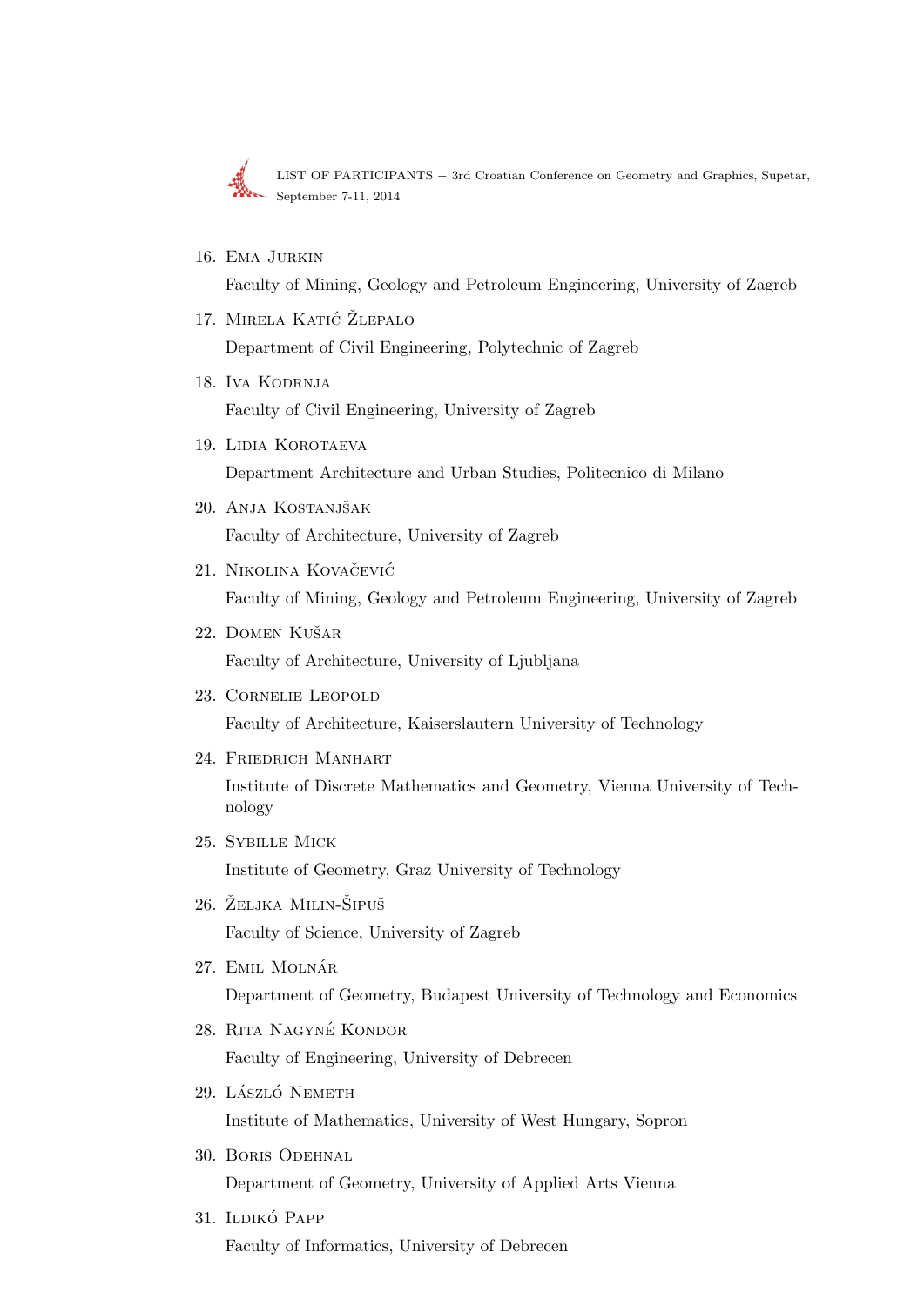16. Ema Jurkin

    Faculty of Mining, Geology and Petroleum Engineering, University of Zagreb

17. Mirela Katić Žlepalo

    Department of Civil Engineering, Polytechnic of Zagreb

18. Iva Kodrnja

    Faculty of Civil Engineering, University of Zagreb

19. Lidia Korotaeva

    Department Architecture and Urban Studies, Politecnico di Milano

20. Anja Kostanjšak

    Faculty of Architecture, University of Zagreb

21. Nikolina Kovačević

    Faculty of Mining, Geology and Petroleum Engineering, University of Zagreb

22. Domen Kušar

    Faculty of Architecture, University of Ljubljana

23. Cornelie Leopold

    Faculty of Architecture, Kaiserslautern University of Technology

24. Friedrich Manhart

    Institute of Discrete Mathematics and Geometry, Vienna University of Technology

25. Sybille Mick

    Institute of Geometry, Graz University of Technology

26. Željka Milin-Šipuš

    Faculty of Science, University of Zagreb

27. Emil Molnár

    Department of Geometry, Budapest University of Technology and Economics

28. Rita Nagyné Kondor

    Faculty of Engineering, University of Debrecen

29. László Nemeth

    Institute of Mathematics, University of West Hungary, Sopron

30. Boris Odehnal

    Department of Geometry, University of Applied Arts Vienna

31. Ildikó Papp

    Faculty of Informatics, University of Debrecen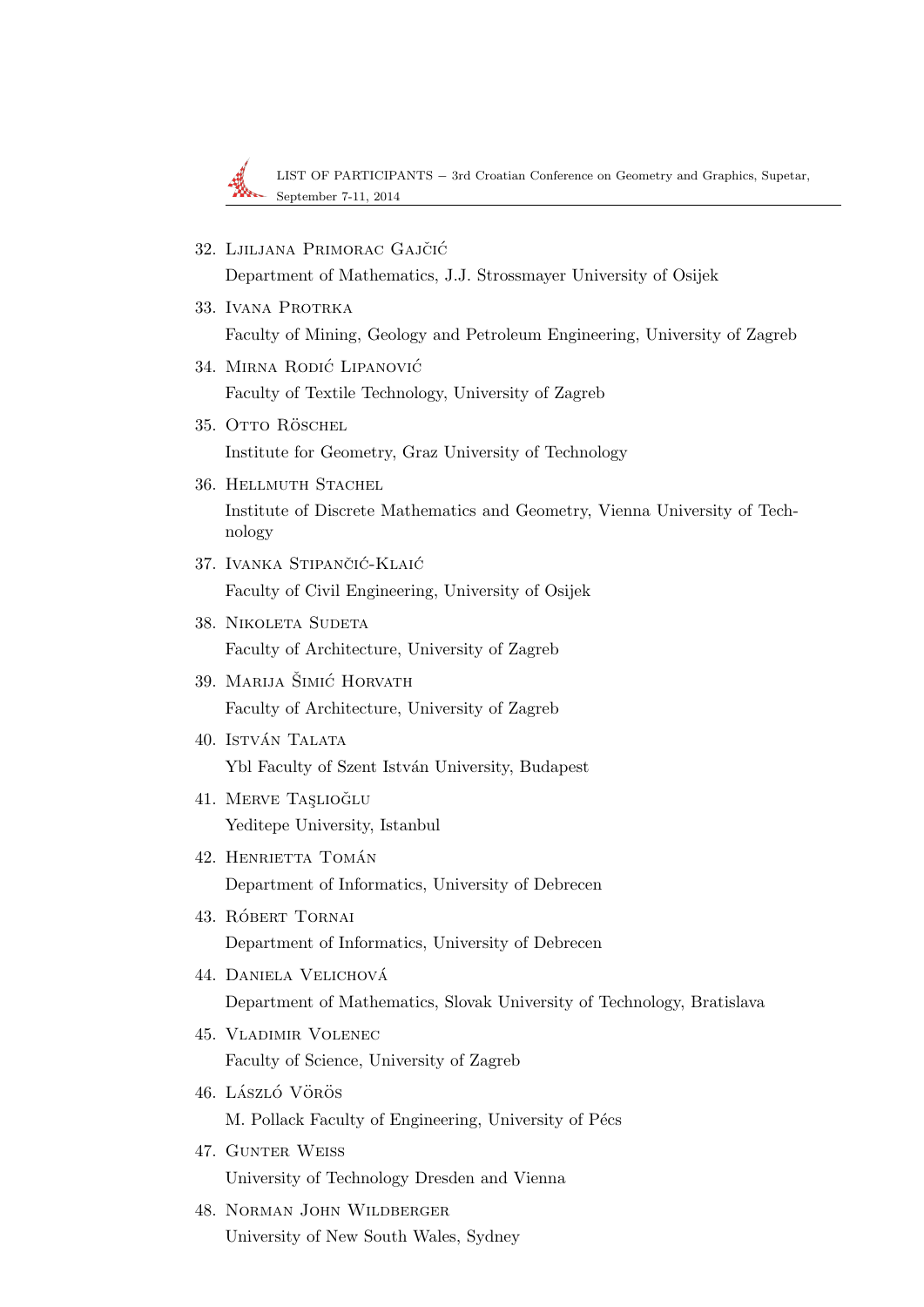32. Ljiljana Primorac Gajčić

    Department of Mathematics, J.J. Strossmayer University of Osijek

33. Ivana Protrka

    Faculty of Mining, Geology and Petroleum Engineering, University of Zagreb

34. Mirna Rodić Lipanović

    Faculty of Textile Technology, University of Zagreb

35. Otto Röschel

    Institute for Geometry, Graz University of Technology

36. Hellmuth Stachel

    Institute of Discrete Mathematics and Geometry, Vienna University of Technology

37. Ivanka Stipančić-Klaić

    Faculty of Civil Engineering, University of Osijek

38. Nikoleta Sudeta

    Faculty of Architecture, University of Zagreb

39. Marija Šimić Horvath

    Faculty of Architecture, University of Zagreb

40. István Talata

    Ybl Faculty of Szent István University, Budapest

41. Merve Taşlıoğlu

    Yeditepe University, Istanbul

42. Henrietta Tomán

    Department of Informatics, University of Debrecen

43. Róbert Tornai

    Department of Informatics, University of Debrecen

44. Daniela Velichová

    Department of Mathematics, Slovak University of Technology, Bratislava

45. Vladimir Volenec

    Faculty of Science, University of Zagreb

46. László Vörös

    M. Pollack Faculty of Engineering, University of Pécs

47. Gunter Weiss

    University of Technology Dresden and Vienna

48. Norman John Wildberger

    University of New South Wales, Sydney